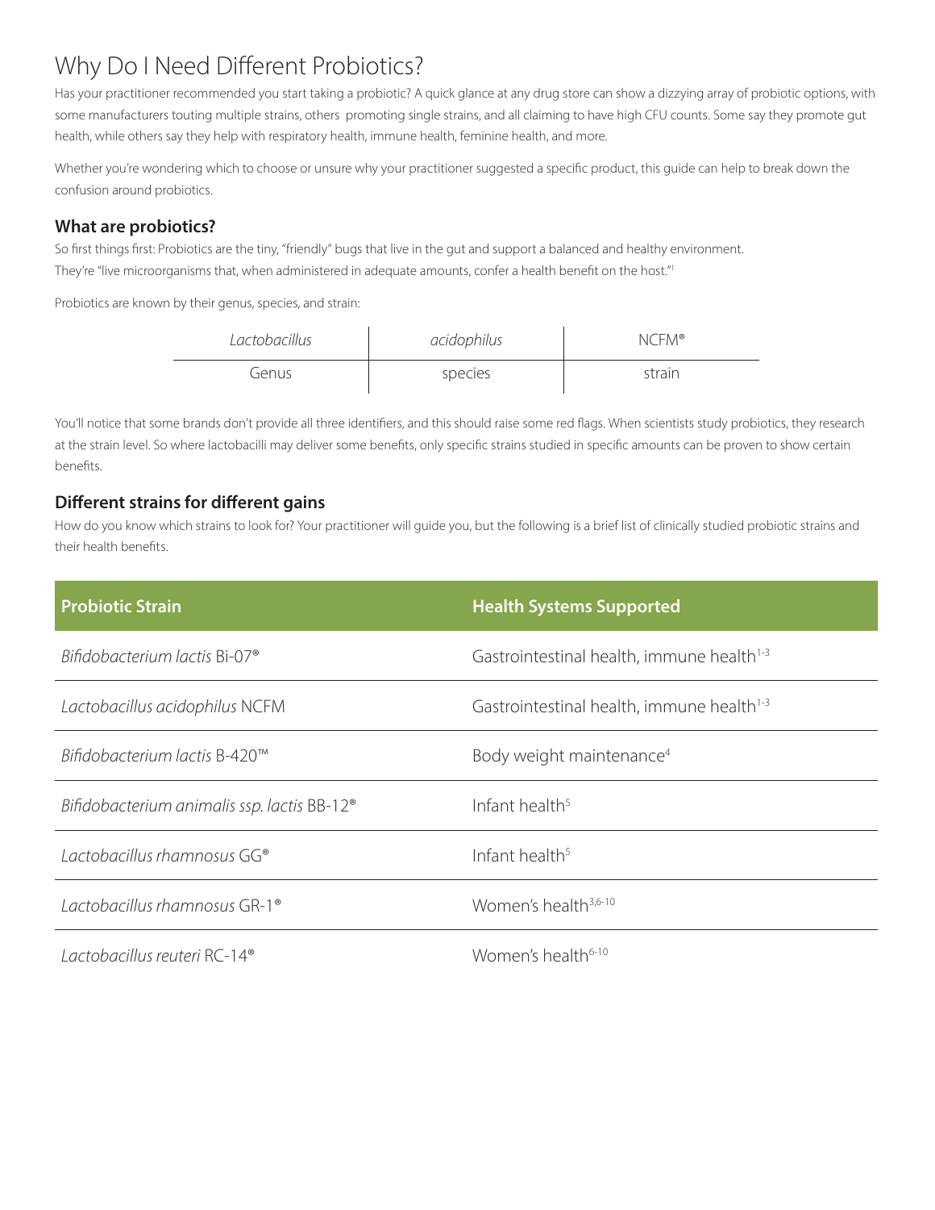# Why Do I Need Different Probiotics?

Has your practitioner recommended you start taking a probiotic? A quick glance at any drug store can show a dizzying array of probiotic options, with some manufacturers touting multiple strains, others promoting single strains, and all claiming to have high CFU counts. Some say they promote gut health, while others say they help with respiratory health, immune health, feminine health, and more.

Whether you're wondering which to choose or unsure why your practitioner suggested a specific product, this guide can help to break down the confusion around probiotics.

## What are probiotics?

So first things first: Probiotics are the tiny, "friendly" bugs that live in the gut and support a balanced and healthy environment. They're "live microorganisms that, when administered in adequate amounts, confer a health benefit on the host."[1]

Probiotics are known by their genus, species, and strain:

| *Lactobacillus* | *acidophilus* | NCFM® |
|---|---|---|
| Genus | species | strain |

You'll notice that some brands don't provide all three identifiers, and this should raise some red flags. When scientists study probiotics, they research at the strain level. So where lactobacilli may deliver some benefits, only specific strains studied in specific amounts can be proven to show certain benefits.

## Different strains for different gains

How do you know which strains to look for? Your practitioner will guide you, but the following is a brief list of clinically studied probiotic strains and their health benefits.

| Probiotic Strain | Health Systems Supported |
|---|---|
| *Bifidobacterium lactis* Bi-07® | Gastrointestinal health, immune health[1-3] |
| *Lactobacillus acidophilus* NCFM | Gastrointestinal health, immune health[1-3] |
| *Bifidobacterium lactis* B-420™ | Body weight maintenance[4] |
| *Bifidobacterium animalis ssp. lactis* BB-12® | Infant health[5] |
| *Lactobacillus rhamnosus* GG® | Infant health[5] |
| *Lactobacillus rhamnosus* GR-1® | Women's health[3,6-10] |
| *Lactobacillus reuteri* RC-14® | Women's health[6-10] |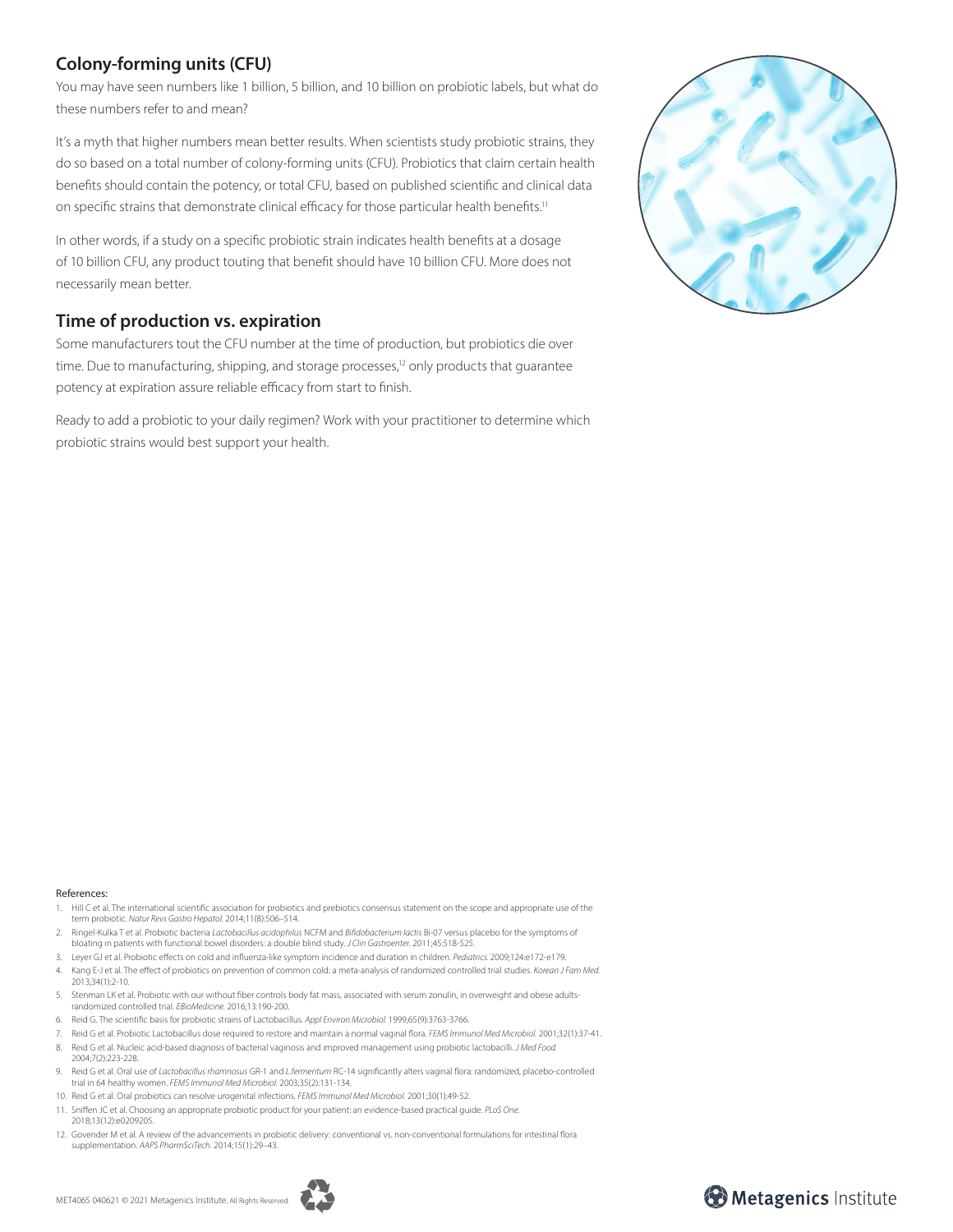## Colony-forming units (CFU)

You may have seen numbers like 1 billion, 5 billion, and 10 billion on probiotic labels, but what do these numbers refer to and mean?

It's a myth that higher numbers mean better results. When scientists study probiotic strains, they do so based on a total number of colony-forming units (CFU). Probiotics that claim certain health benefits should contain the potency, or total CFU, based on published scientific and clinical data on specific strains that demonstrate clinical efficacy for those particular health benefits.[11]

In other words, if a study on a specific probiotic strain indicates health benefits at a dosage of 10 billion CFU, any product touting that benefit should have 10 billion CFU. More does not necessarily mean better.

## Time of production vs. expiration

Some manufacturers tout the CFU number at the time of production, but probiotics die over time. Due to manufacturing, shipping, and storage processes,[12] only products that guarantee potency at expiration assure reliable efficacy from start to finish.

Ready to add a probiotic to your daily regimen? Work with your practitioner to determine which probiotic strains would best support your health.

References:

1. Hill C et al. The international scientific association for probiotics and prebiotics consensus statement on the scope and appropriate use of the term probiotic. *Natur Revs Gastro Hepatol.* 2014;11(8):506–514.
2. Ringel-Kulka T et al. Probiotic bacteria *Lactobacillus acidophilus* NCFM and *Bifidobacterium lactis* Bi-07 versus placebo for the symptoms of bloating in patients with functional bowel disorders: a double blind study. *J Clin Gastroenter.* 2011;45:518-525.
3. Leyer GJ et al. Probiotic effects on cold and influenza-like symptom incidence and duration in children. *Pediatrics.* 2009;124:e172-e179.
4. Kang E-J et al. The effect of probiotics on prevention of common cold: a meta-analysis of randomized controlled trial studies. *Korean J Fam Med.* 2013;34(1):2-10.
5. Stenman LK et al. Probiotic with our without fiber controls body fat mass, associated with serum zonulin, in overweight and obese adults-randomized controlled trial. *EBioMedicine.* 2016;13:190-200.
6. Reid G. The scientific basis for probiotic strains of Lactobacillus. *Appl Environ Microbiol.* 1999;65(9):3763-3766.
7. Reid G et al. Probiotic Lactobacillus dose required to restore and maintain a normal vaginal flora. *FEMS Immunol Med Microbiol.* 2001;32(1):37-41.
8. Reid G et al. Nucleic acid-based diagnosis of bacterial vaginosis and improved management using probiotic lactobacilli. *J Med Food.* 2004;7(2):223-228.
9. Reid G et al. Oral use of *Lactobacillus rhamnosus* GR-1 and *L.fermentum* RC-14 significantly alters vaginal flora: randomized, placebo-controlled trial in 64 healthy women. *FEMS Immunol Med Microbiol.* 2003;35(2):131-134.
10. Reid G et al. Oral probiotics can resolve urogenital infections. *FEMS Immunol Med Microbiol.* 2001;30(1):49-52.
11. Sniffen JC et al. Choosing an appropriate probiotic product for your patient: an evidence-based practical guide. *PLoS One.* 2018;13(12):e0209205.
12. Govender M et al. A review of the advancements in probiotic delivery: conventional vs. non-conventional formulations for intestinal flora supplementation. *AAPS PharmSciTech.* 2014;15(1):29–43.

MET4065 040621 © 2021 Metagenics Institute. All Rights Reserved.

Metagenics Institute